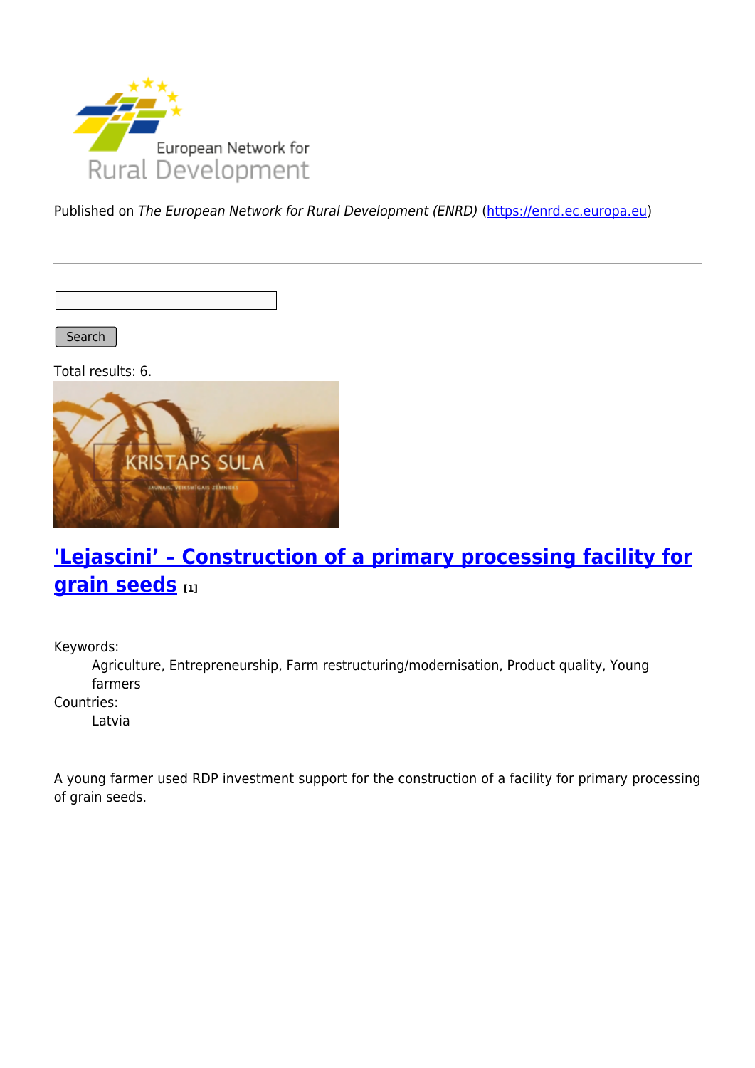Published on *The European Network for Rural Development (ENRD)* (https://enrd.ec.europa.eu)

Search

Total results: 6.

## 'Lejascini' – Construction of a primary processing facility for grain seeds [1]

Keywords:
: Agriculture, Entrepreneurship, Farm restructuring/modernisation, Product quality, Young farmers

Countries:
: Latvia

A young farmer used RDP investment support for the construction of a facility for primary processing of grain seeds.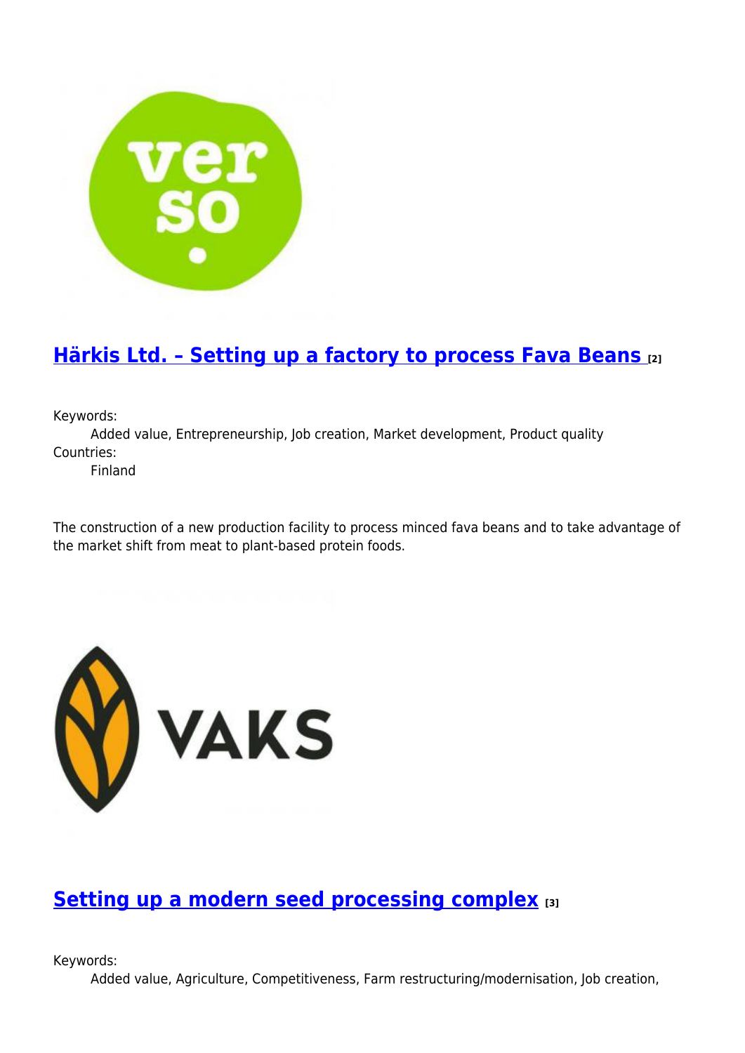## [Härkis Ltd. – Setting up a factory to process Fava Beans](#) [2]

Keywords:
: Added value, Entrepreneurship, Job creation, Market development, Product quality

Countries:
: Finland

The construction of a new production facility to process minced fava beans and to take advantage of the market shift from meat to plant-based protein foods.

## [Setting up a modern seed processing complex](#) [3]

Keywords:
: Added value, Agriculture, Competitiveness, Farm restructuring/modernisation, Job creation,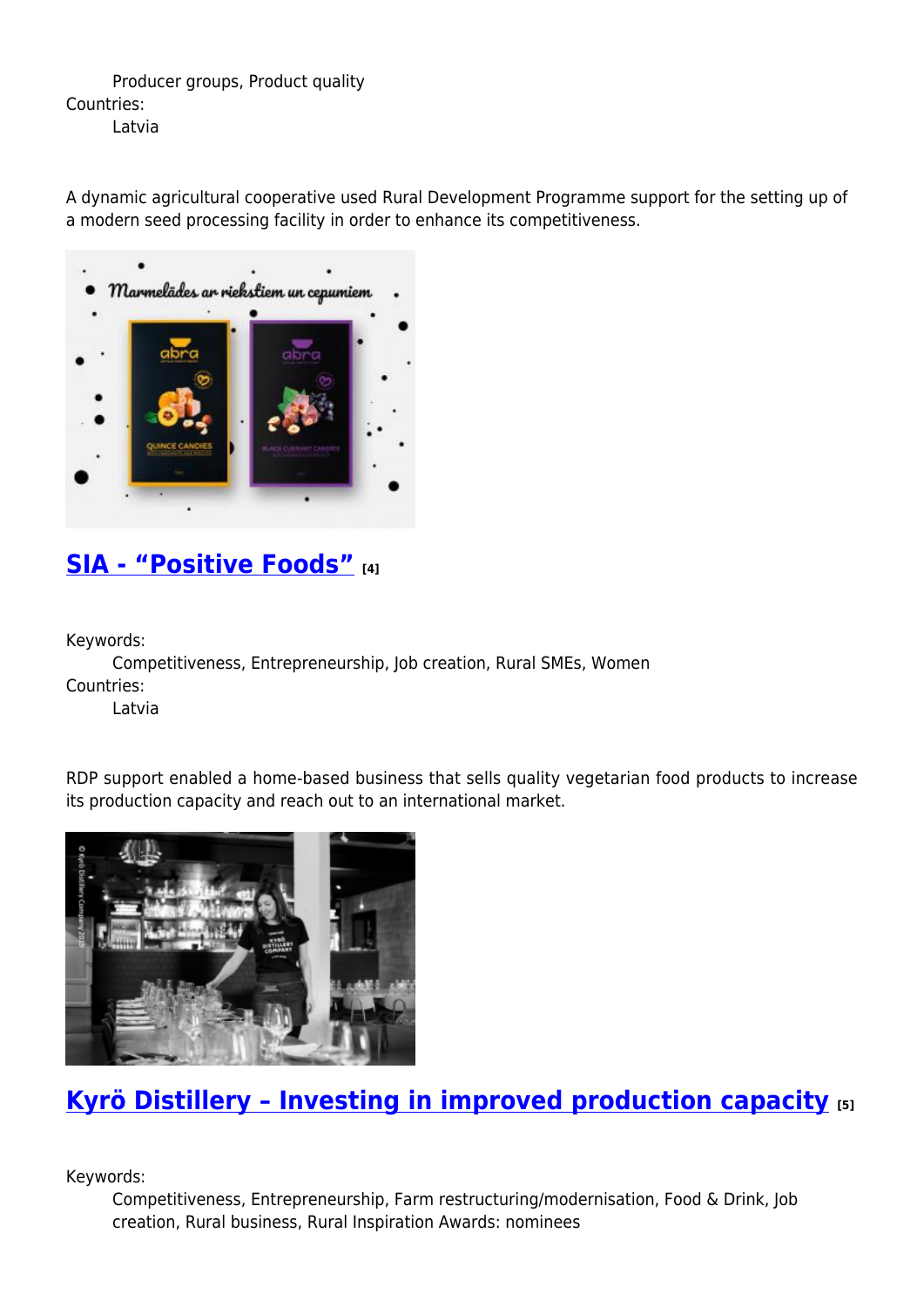Producer groups, Product quality

Countries:

Latvia

A dynamic agricultural cooperative used Rural Development Programme support for the setting up of a modern seed processing facility in order to enhance its competitiveness.

## SIA - “Positive Foods” [4]

Keywords:

Competitiveness, Entrepreneurship, Job creation, Rural SMEs, Women

Countries:

Latvia

RDP support enabled a home-based business that sells quality vegetarian food products to increase its production capacity and reach out to an international market.

## Kyrö Distillery – Investing in improved production capacity [5]

Keywords:

Competitiveness, Entrepreneurship, Farm restructuring/modernisation, Food & Drink, Job creation, Rural business, Rural Inspiration Awards: nominees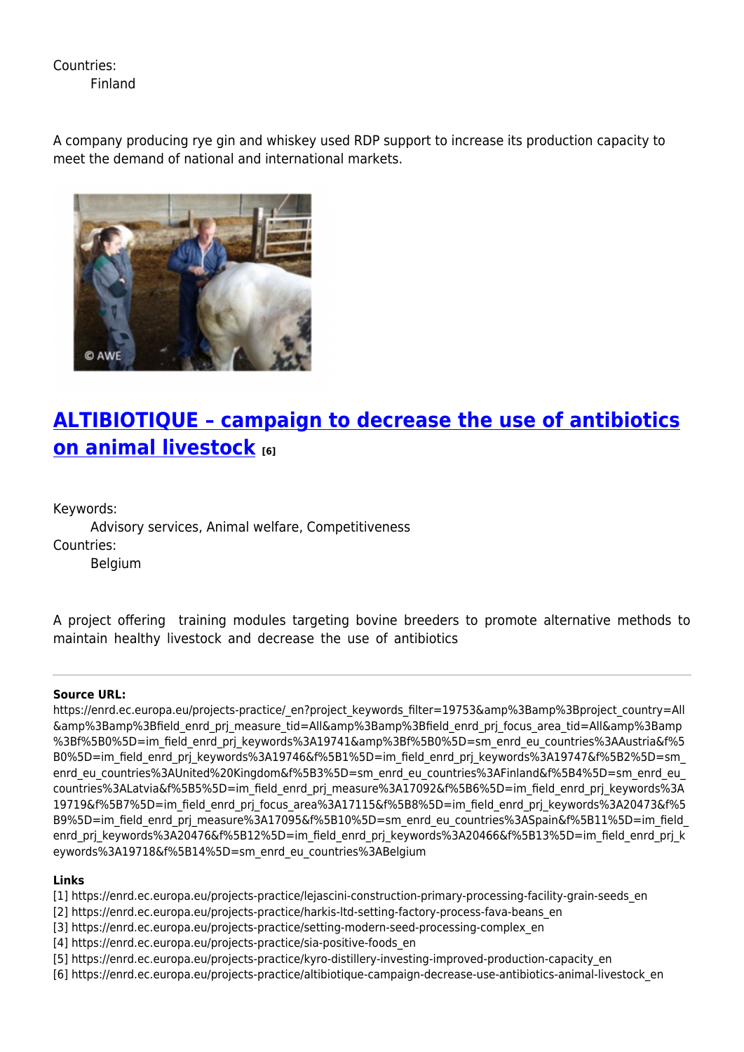Countries:
    Finland

A company producing rye gin and whiskey used RDP support to increase its production capacity to meet the demand of national and international markets.

## [ALTIBIOTIQUE – campaign to decrease the use of antibiotics on animal livestock](https://enrd.ec.europa.eu/projects-practice/altibiotique-campaign-decrease-use-antibiotics-animal-livestock_en) [6]

Keywords:
    Advisory services, Animal welfare, Competitiveness
Countries:
    Belgium

A project offering training modules targeting bovine breeders to promote alternative methods to maintain healthy livestock and decrease the use of antibiotics

---

**Source URL:**
https://enrd.ec.europa.eu/projects-practice/_en?project_keywords_filter=19753&amp%3Bamp%3Bproject_country=All&amp%3Bamp%3Bfield_enrd_prj_measure_tid=All&amp%3Bamp%3Bfield_enrd_prj_focus_area_tid=All&amp%3Bamp%3Bf%5B0%5D=im_field_enrd_prj_keywords%3A19741&amp%3Bf%5B0%5D=sm_enrd_eu_countries%3AAustria&f%5B0%5D=im_field_enrd_prj_keywords%3A19746&f%5B1%5D=im_field_enrd_prj_keywords%3A19747&f%5B2%5D=sm_enrd_eu_countries%3AUnited%20Kingdom&f%5B3%5D=sm_enrd_eu_countries%3AFinland&f%5B4%5D=sm_enrd_eu_countries%3ALatvia&f%5B5%5D=im_field_enrd_prj_measure%3A17092&f%5B6%5D=im_field_enrd_prj_keywords%3A19719&f%5B7%5D=im_field_enrd_prj_focus_area%3A17115&f%5B8%5D=im_field_enrd_prj_keywords%3A20473&f%5B9%5D=im_field_enrd_prj_measure%3A17095&f%5B10%5D=sm_enrd_eu_countries%3ASpain&f%5B11%5D=im_field_enrd_prj_keywords%3A20476&f%5B12%5D=im_field_enrd_prj_keywords%3A20466&f%5B13%5D=im_field_enrd_prj_keywords%3A19718&f%5B14%5D=sm_enrd_eu_countries%3ABelgium

**Links**
[1] https://enrd.ec.europa.eu/projects-practice/lejascini-construction-primary-processing-facility-grain-seeds_en
[2] https://enrd.ec.europa.eu/projects-practice/harkis-ltd-setting-factory-process-fava-beans_en
[3] https://enrd.ec.europa.eu/projects-practice/setting-modern-seed-processing-complex_en
[4] https://enrd.ec.europa.eu/projects-practice/sia-positive-foods_en
[5] https://enrd.ec.europa.eu/projects-practice/kyro-distillery-investing-improved-production-capacity_en
[6] https://enrd.ec.europa.eu/projects-practice/altibiotique-campaign-decrease-use-antibiotics-animal-livestock_en